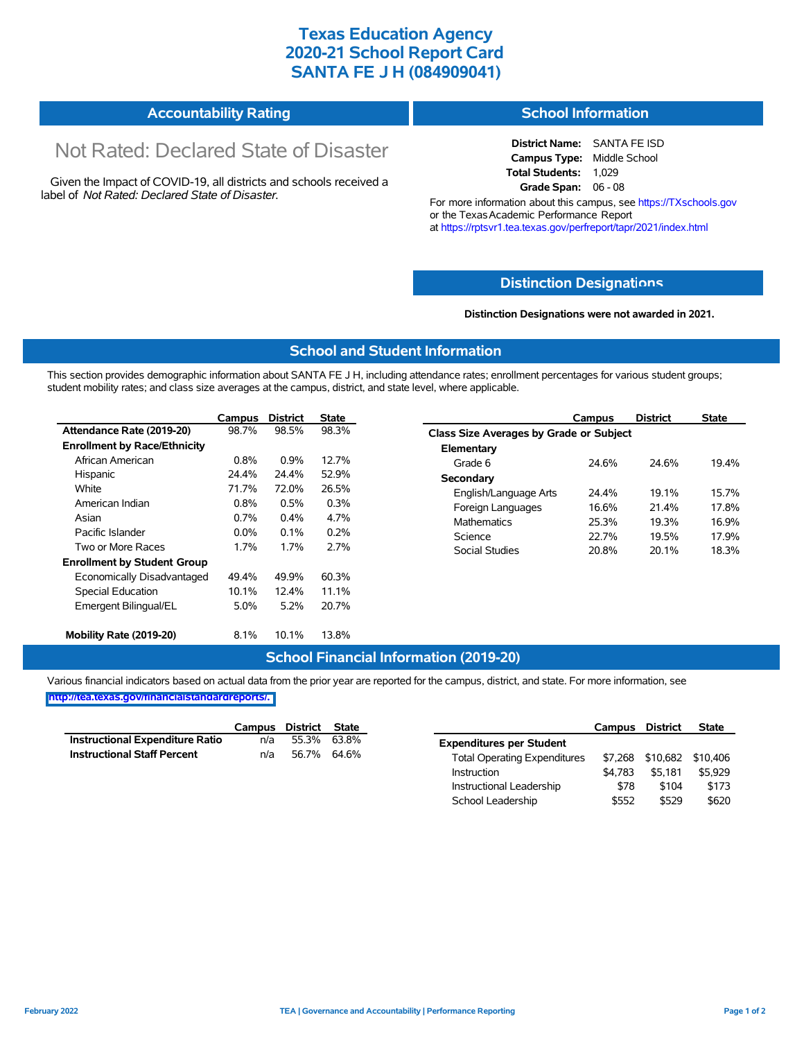# Texas Education Agency
# 2020-21 School Report Card
# SANTA FE J H (084909041)

## Accountability Rating

Not Rated: Declared State of Disaster

Given the Impact of COVID-19, all districts and schools received a label of *Not Rated: Declared State of Disaster*.

## School Information

**District Name:** SANTA FE ISD
**Campus Type:** Middle School
**Total Students:** 1,029
**Grade Span:** 06 - 08

For more information about this campus, see https://TXschools.gov or the Texas Academic Performance Report at https://rptsvr1.tea.texas.gov/perfreport/tapr/2021/index.html

## Distinction Designations

**Distinction Designations were not awarded in 2021.**

## School and Student Information

This section provides demographic information about SANTA FE J H, including attendance rates; enrollment percentages for various student groups; student mobility rates; and class size averages at the campus, district, and state level, where applicable.

| | Campus | District | State |
|---|---|---|---|
| **Attendance Rate (2019-20)** | 98.7% | 98.5% | 98.3% |
| **Enrollment by Race/Ethnicity** | | | |
| African American | 0.8% | 0.9% | 12.7% |
| Hispanic | 24.4% | 24.4% | 52.9% |
| White | 71.7% | 72.0% | 26.5% |
| American Indian | 0.8% | 0.5% | 0.3% |
| Asian | 0.7% | 0.4% | 4.7% |
| Pacific Islander | 0.0% | 0.1% | 0.2% |
| Two or More Races | 1.7% | 1.7% | 2.7% |
| **Enrollment by Student Group** | | | |
| Economically Disadvantaged | 49.4% | 49.9% | 60.3% |
| Special Education | 10.1% | 12.4% | 11.1% |
| Emergent Bilingual/EL | 5.0% | 5.2% | 20.7% |
| **Mobility Rate (2019-20)** | 8.1% | 10.1% | 13.8% |

| | Campus | District | State |
|---|---|---|---|
| **Class Size Averages by Grade or Subject** | | | |
| **Elementary** | | | |
| Grade 6 | 24.6% | 24.6% | 19.4% |
| **Secondary** | | | |
| English/Language Arts | 24.4% | 19.1% | 15.7% |
| Foreign Languages | 16.6% | 21.4% | 17.8% |
| Mathematics | 25.3% | 19.3% | 16.9% |
| Science | 22.7% | 19.5% | 17.9% |
| Social Studies | 20.8% | 20.1% | 18.3% |

## School Financial Information (2019-20)

Various financial indicators based on actual data from the prior year are reported for the campus, district, and state. For more information, see http://tea.texas.gov/financialstandardreports/.

| | Campus | District | State |
|---|---|---|---|
| **Instructional Expenditure Ratio** | n/a | 55.3% | 63.8% |
| **Instructional Staff Percent** | n/a | 56.7% | 64.6% |

| | Campus | District | State |
|---|---|---|---|
| **Expenditures per Student** | | | |
| Total Operating Expenditures | $7,268 | $10,682 | $10,406 |
| Instruction | $4,783 | $5,181 | $5,929 |
| Instructional Leadership | $78 | $104 | $173 |
| School Leadership | $552 | $529 | $620 |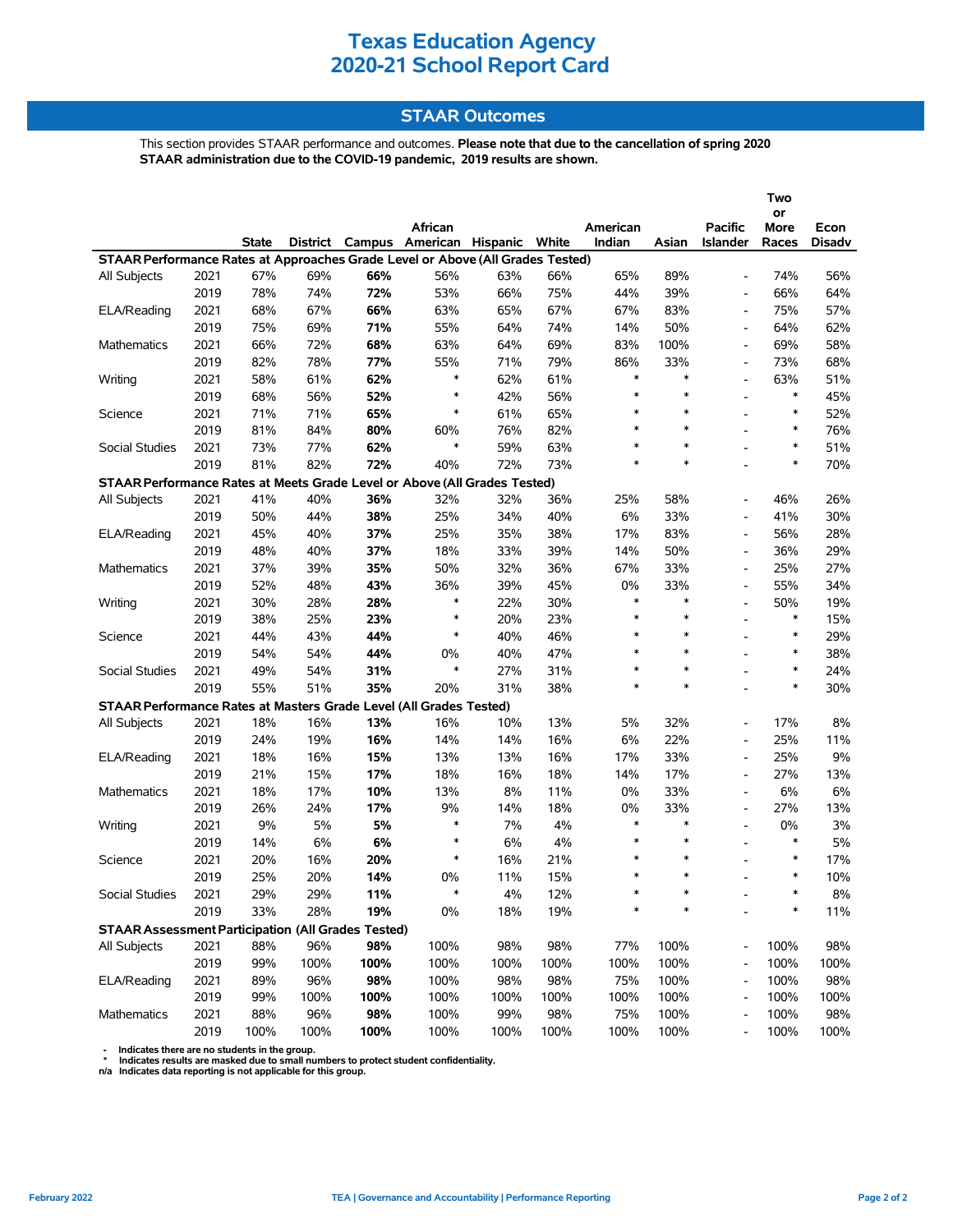# Texas Education Agency
# 2020-21 School Report Card

## STAAR Outcomes

This section provides STAAR performance and outcomes. **Please note that due to the cancellation of spring 2020 STAAR administration due to the COVID-19 pandemic, 2019 results are shown.**

| | | State | District | Campus | African American | Hispanic | White | American Indian | Asian | Pacific Islander | Two or More Races | Econ Disadv |
|---|---|---|---|---|---|---|---|---|---|---|---|---|
| **STAAR Performance Rates at Approaches Grade Level or Above (All Grades Tested)** | | | | | | | | | | | | |
| All Subjects | 2021 | 67% | 69% | **66%** | 56% | 63% | 66% | 65% | 89% | - | 74% | 56% |
| | 2019 | 78% | 74% | **72%** | 53% | 66% | 75% | 44% | 39% | - | 66% | 64% |
| ELA/Reading | 2021 | 68% | 67% | **66%** | 63% | 65% | 67% | 67% | 83% | - | 75% | 57% |
| | 2019 | 75% | 69% | **71%** | 55% | 64% | 74% | 14% | 50% | - | 64% | 62% |
| Mathematics | 2021 | 66% | 72% | **68%** | 63% | 64% | 69% | 83% | 100% | - | 69% | 58% |
| | 2019 | 82% | 78% | **77%** | 55% | 71% | 79% | 86% | 33% | - | 73% | 68% |
| Writing | 2021 | 58% | 61% | **62%** | * | 62% | 61% | * | * | - | 63% | 51% |
| | 2019 | 68% | 56% | **52%** | * | 42% | 56% | * | * | - | * | 45% |
| Science | 2021 | 71% | 71% | **65%** | * | 61% | 65% | * | * | - | * | 52% |
| | 2019 | 81% | 84% | **80%** | 60% | 76% | 82% | * | * | - | * | 76% |
| Social Studies | 2021 | 73% | 77% | **62%** | * | 59% | 63% | * | * | - | * | 51% |
| | 2019 | 81% | 82% | **72%** | 40% | 72% | 73% | * | * | - | * | 70% |
| **STAAR Performance Rates at Meets Grade Level or Above (All Grades Tested)** | | | | | | | | | | | | |
| All Subjects | 2021 | 41% | 40% | **36%** | 32% | 32% | 36% | 25% | 58% | - | 46% | 26% |
| | 2019 | 50% | 44% | **38%** | 25% | 34% | 40% | 6% | 33% | - | 41% | 30% |
| ELA/Reading | 2021 | 45% | 40% | **37%** | 25% | 35% | 38% | 17% | 83% | - | 56% | 28% |
| | 2019 | 48% | 40% | **37%** | 18% | 33% | 39% | 14% | 50% | - | 36% | 29% |
| Mathematics | 2021 | 37% | 39% | **35%** | 50% | 32% | 36% | 67% | 33% | - | 25% | 27% |
| | 2019 | 52% | 48% | **43%** | 36% | 39% | 45% | 0% | 33% | - | 55% | 34% |
| Writing | 2021 | 30% | 28% | **28%** | * | 22% | 30% | * | * | - | 50% | 19% |
| | 2019 | 38% | 25% | **23%** | * | 20% | 23% | * | * | - | * | 15% |
| Science | 2021 | 44% | 43% | **44%** | * | 40% | 46% | * | * | - | * | 29% |
| | 2019 | 54% | 54% | **44%** | 0% | 40% | 47% | * | * | - | * | 38% |
| Social Studies | 2021 | 49% | 54% | **31%** | * | 27% | 31% | * | * | - | * | 24% |
| | 2019 | 55% | 51% | **35%** | 20% | 31% | 38% | * | * | - | * | 30% |
| **STAAR Performance Rates at Masters Grade Level (All Grades Tested)** | | | | | | | | | | | | |
| All Subjects | 2021 | 18% | 16% | **13%** | 16% | 10% | 13% | 5% | 32% | - | 17% | 8% |
| | 2019 | 24% | 19% | **16%** | 14% | 14% | 16% | 6% | 22% | - | 25% | 11% |
| ELA/Reading | 2021 | 18% | 16% | **15%** | 13% | 13% | 16% | 17% | 33% | - | 25% | 9% |
| | 2019 | 21% | 15% | **17%** | 18% | 16% | 18% | 14% | 17% | - | 27% | 13% |
| Mathematics | 2021 | 18% | 17% | **10%** | 13% | 8% | 11% | 0% | 33% | - | 6% | 6% |
| | 2019 | 26% | 24% | **17%** | 9% | 14% | 18% | 0% | 33% | - | 27% | 13% |
| Writing | 2021 | 9% | 5% | **5%** | * | 7% | 4% | * | * | - | 0% | 3% |
| | 2019 | 14% | 6% | **6%** | * | 6% | 4% | * | * | - | * | 5% |
| Science | 2021 | 20% | 16% | **20%** | * | 16% | 21% | * | * | - | * | 17% |
| | 2019 | 25% | 20% | **14%** | 0% | 11% | 15% | * | * | - | * | 10% |
| Social Studies | 2021 | 29% | 29% | **11%** | * | 4% | 12% | * | * | - | * | 8% |
| | 2019 | 33% | 28% | **19%** | 0% | 18% | 19% | * | * | - | * | 11% |
| **STAAR Assessment Participation (All Grades Tested)** | | | | | | | | | | | | |
| All Subjects | 2021 | 88% | 96% | **98%** | 100% | 98% | 98% | 77% | 100% | - | 100% | 98% |
| | 2019 | 99% | 100% | **100%** | 100% | 100% | 100% | 100% | 100% | - | 100% | 100% |
| ELA/Reading | 2021 | 89% | 96% | **98%** | 100% | 98% | 98% | 75% | 100% | - | 100% | 98% |
| | 2019 | 99% | 100% | **100%** | 100% | 100% | 100% | 100% | 100% | - | 100% | 100% |
| Mathematics | 2021 | 88% | 96% | **98%** | 100% | 99% | 98% | 75% | 100% | - | 100% | 98% |
| | 2019 | 100% | 100% | **100%** | 100% | 100% | 100% | 100% | 100% | - | 100% | 100% |

- \- Indicates there are no students in the group.
- \* Indicates results are masked due to small numbers to protect student confidentiality.
- n/a Indicates data reporting is not applicable for this group.